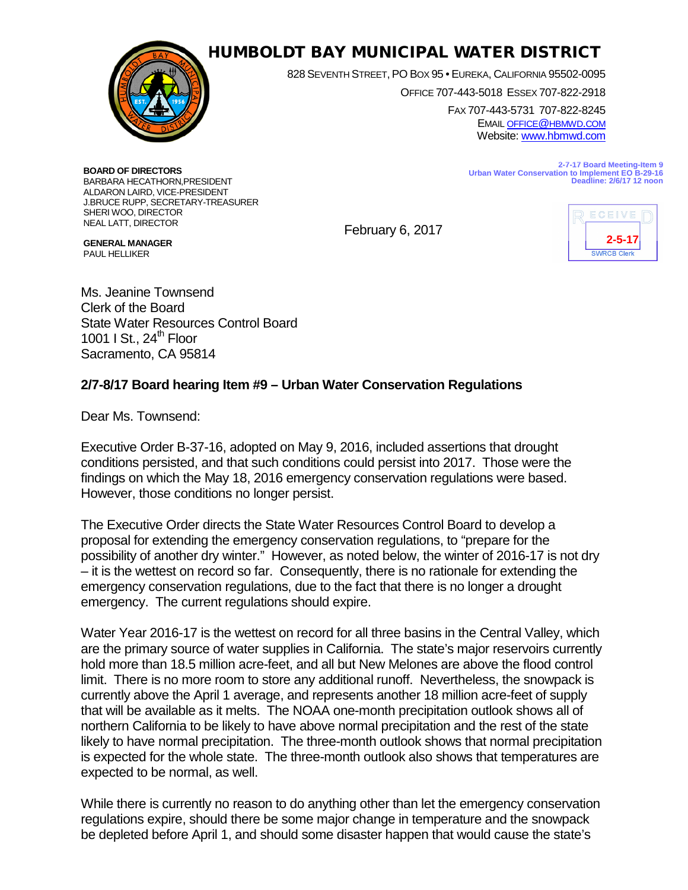# HUMBOLDT BAY MUNICIPAL WATER DISTRICT

828 SEVENTH STREET, PO BOX 95 • EUREKA, CALIFORNIA 95502-0095

OFFICE 707-443-5018 ESSEX 707-822-2918

FAX 707-443-5731 707-822-8245

EMAIL OFFICE@HBMWD.COM

Website: www.hbmwd.com

**BOARD OF DIRECTORS**
BARBARA HECATHORN, PRESIDENT
ALDARON LAIRD, VICE-PRESIDENT
J.BRUCE RUPP, SECRETARY-TREASURER
SHERI WOO, DIRECTOR
NEAL LATT, DIRECTOR

**GENERAL MANAGER**
PAUL HELLIKER

**2-7-17 Board Meeting-Item 9**
**Urban Water Conservation to Implement EO B-29-16**
**Deadline: 2/6/17 12 noon**

RECEIVED
2-5-17
SWRCB Clerk

February 6, 2017

Ms. Jeanine Townsend
Clerk of the Board
State Water Resources Control Board
1001 I St., 24th Floor
Sacramento, CA 95814

**2/7-8/17 Board hearing Item #9 – Urban Water Conservation Regulations**

Dear Ms. Townsend:

Executive Order B-37-16, adopted on May 9, 2016, included assertions that drought conditions persisted, and that such conditions could persist into 2017. Those were the findings on which the May 18, 2016 emergency conservation regulations were based. However, those conditions no longer persist.

The Executive Order directs the State Water Resources Control Board to develop a proposal for extending the emergency conservation regulations, to "prepare for the possibility of another dry winter." However, as noted below, the winter of 2016-17 is not dry – it is the wettest on record so far. Consequently, there is no rationale for extending the emergency conservation regulations, due to the fact that there is no longer a drought emergency. The current regulations should expire.

Water Year 2016-17 is the wettest on record for all three basins in the Central Valley, which are the primary source of water supplies in California. The state's major reservoirs currently hold more than 18.5 million acre-feet, and all but New Melones are above the flood control limit. There is no more room to store any additional runoff. Nevertheless, the snowpack is currently above the April 1 average, and represents another 18 million acre-feet of supply that will be available as it melts. The NOAA one-month precipitation outlook shows all of northern California to be likely to have above normal precipitation and the rest of the state likely to have normal precipitation. The three-month outlook shows that normal precipitation is expected for the whole state. The three-month outlook also shows that temperatures are expected to be normal, as well.

While there is currently no reason to do anything other than let the emergency conservation regulations expire, should there be some major change in temperature and the snowpack be depleted before April 1, and should some disaster happen that would cause the state's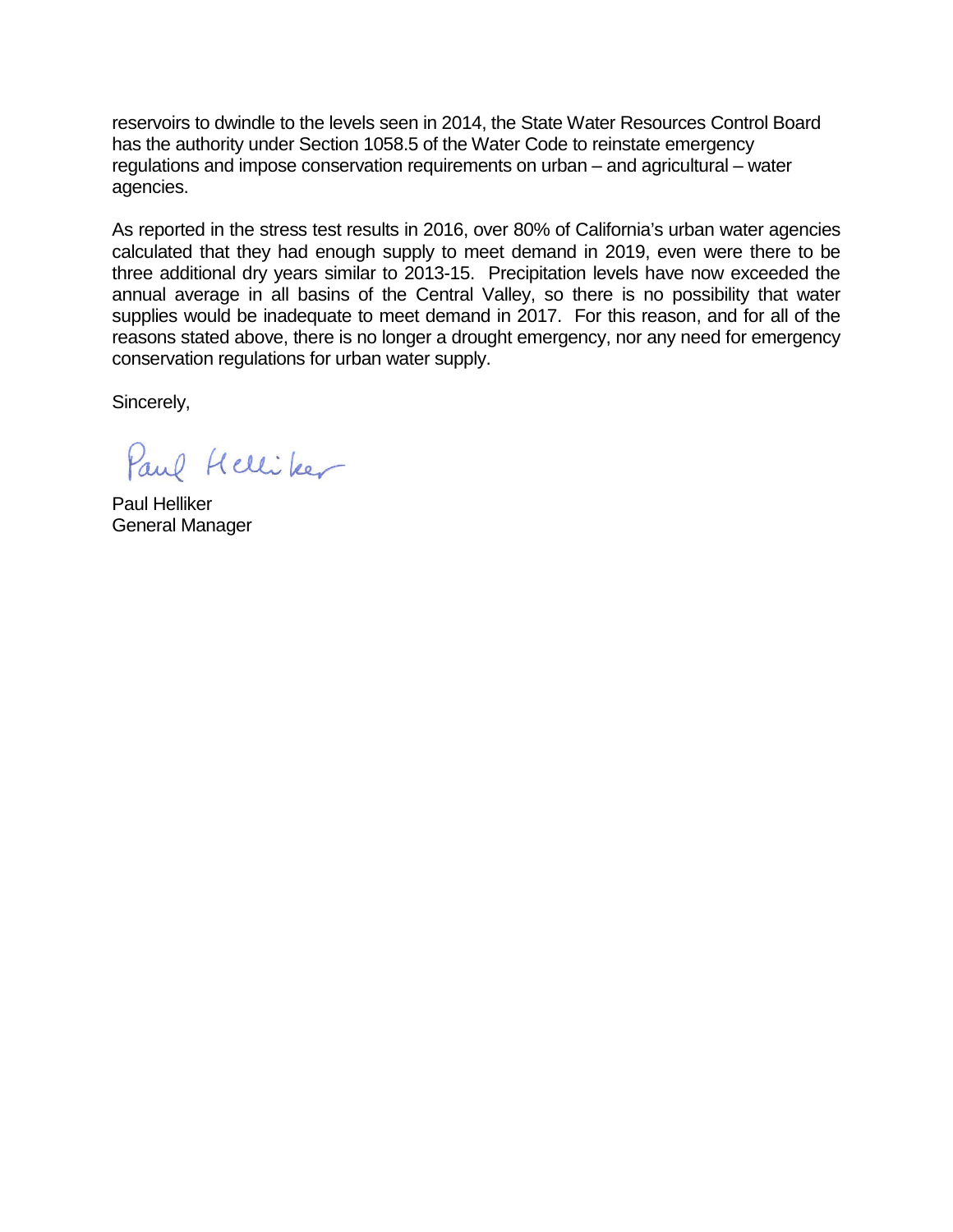reservoirs to dwindle to the levels seen in 2014, the State Water Resources Control Board has the authority under Section 1058.5 of the Water Code to reinstate emergency regulations and impose conservation requirements on urban – and agricultural – water agencies.

As reported in the stress test results in 2016, over 80% of California's urban water agencies calculated that they had enough supply to meet demand in 2019, even were there to be three additional dry years similar to 2013-15. Precipitation levels have now exceeded the annual average in all basins of the Central Valley, so there is no possibility that water supplies would be inadequate to meet demand in 2017. For this reason, and for all of the reasons stated above, there is no longer a drought emergency, nor any need for emergency conservation regulations for urban water supply.

Sincerely,

Paul Helliker

Paul Helliker
General Manager